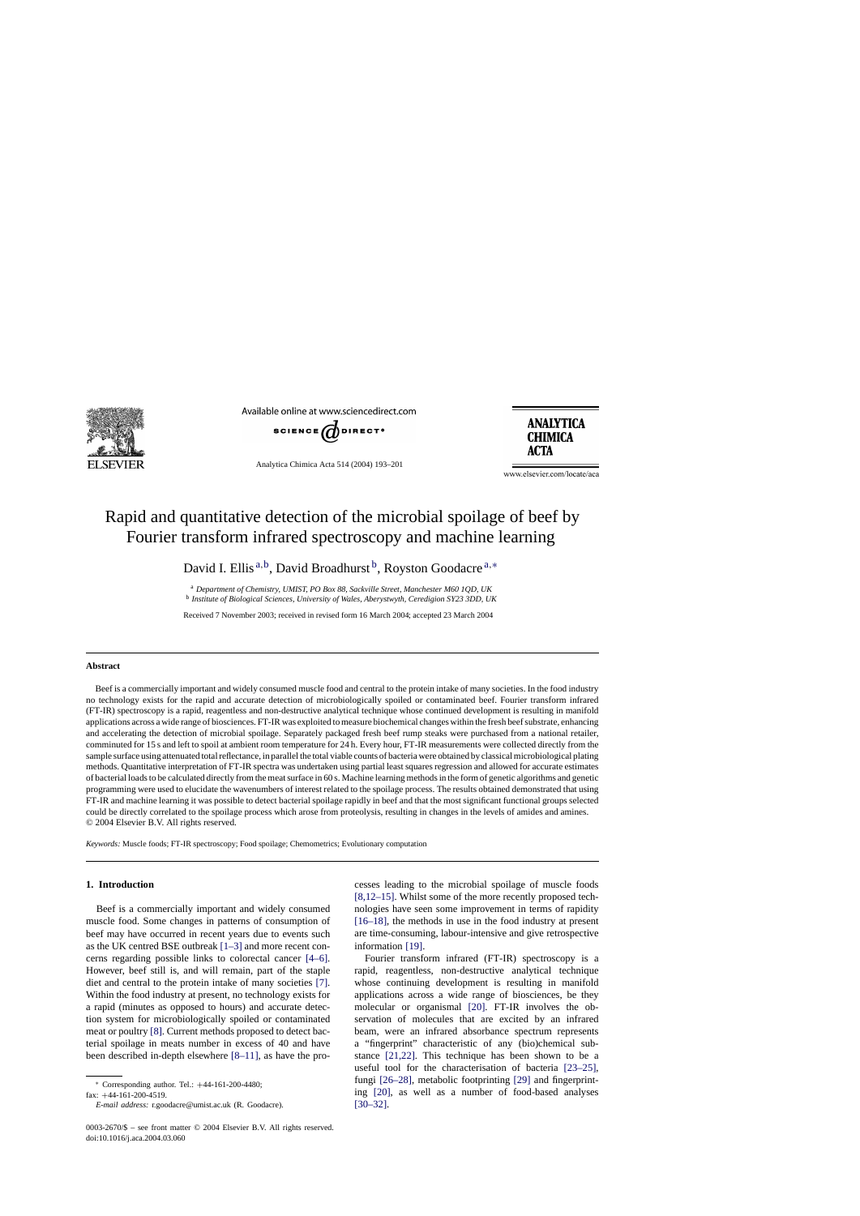# Rapid and quantitative detection of the microbial spoilage of beef by Fourier transform infrared spectroscopy and machine learning

David I. Ellis [a,b], David Broadhurst [b], Royston Goodacre [a,*]

[a] *Department of Chemistry, UMIST, PO Box 88, Sackville Street, Manchester M60 1QD, UK*
[b] *Institute of Biological Sciences, University of Wales, Aberystwyth, Ceredigion SY23 3DD, UK*

Received 7 November 2003; received in revised form 16 March 2004; accepted 23 March 2004

## Abstract

Beef is a commercially important and widely consumed muscle food and central to the protein intake of many societies. In the food industry no technology exists for the rapid and accurate detection of microbiologically spoiled or contaminated beef. Fourier transform infrared (FT-IR) spectroscopy is a rapid, reagentless and non-destructive analytical technique whose continued development is resulting in manifold applications across a wide range of biosciences. FT-IR was exploited to measure biochemical changes within the fresh beef substrate, enhancing and accelerating the detection of microbial spoilage. Separately packaged fresh beef rump steaks were purchased from a national retailer, comminuted for 15 s and left to spoil at ambient room temperature for 24 h. Every hour, FT-IR measurements were collected directly from the sample surface using attenuated total reflectance, in parallel the total viable counts of bacteria were obtained by classical microbiological plating methods. Quantitative interpretation of FT-IR spectra was undertaken using partial least squares regression and allowed for accurate estimates of bacterial loads to be calculated directly from the meat surface in 60 s. Machine learning methods in the form of genetic algorithms and genetic programming were used to elucidate the wavenumbers of interest related to the spoilage process. The results obtained demonstrated that using FT-IR and machine learning it was possible to detect bacterial spoilage rapidly in beef and that the most significant functional groups selected could be directly correlated to the spoilage process which arose from proteolysis, resulting in changes in the levels of amides and amines.
© 2004 Elsevier B.V. All rights reserved.

*Keywords:* Muscle foods; FT-IR spectroscopy; Food spoilage; Chemometrics; Evolutionary computation

## 1. Introduction

Beef is a commercially important and widely consumed muscle food. Some changes in patterns of consumption of beef may have occurred in recent years due to events such as the UK centred BSE outbreak [1–3] and more recent concerns regarding possible links to colorectal cancer [4–6]. However, beef still is, and will remain, part of the staple diet and central to the protein intake of many societies [7]. Within the food industry at present, no technology exists for a rapid (minutes as opposed to hours) and accurate detection system for microbiologically spoiled or contaminated meat or poultry [8]. Current methods proposed to detect bacterial spoilage in meats number in excess of 40 and have been described in-depth elsewhere [8–11], as have the processes leading to the microbial spoilage of muscle foods [8,12–15]. Whilst some of the more recently proposed technologies have seen some improvement in terms of rapidity [16–18], the methods in use in the food industry at present are time-consuming, labour-intensive and give retrospective information [19].

Fourier transform infrared (FT-IR) spectroscopy is a rapid, reagentless, non-destructive analytical technique whose continuing development is resulting in manifold applications across a wide range of biosciences, be they molecular or organismal [20]. FT-IR involves the observation of molecules that are excited by an infrared beam, were an infrared absorbance spectrum represents a "fingerprint" characteristic of any (bio)chemical substance [21,22]. This technique has been shown to be a useful tool for the characterisation of bacteria [23–25], fungi [26–28], metabolic footprinting [29] and fingerprinting [20], as well as a number of food-based analyses [30–32].

* Corresponding author. Tel.: +44-161-200-4480; fax: +44-161-200-4519.
*E-mail address:* r.goodacre@umist.ac.uk (R. Goodacre).

0003-2670/$ – see front matter © 2004 Elsevier B.V. All rights reserved.
doi:10.1016/j.aca.2004.03.060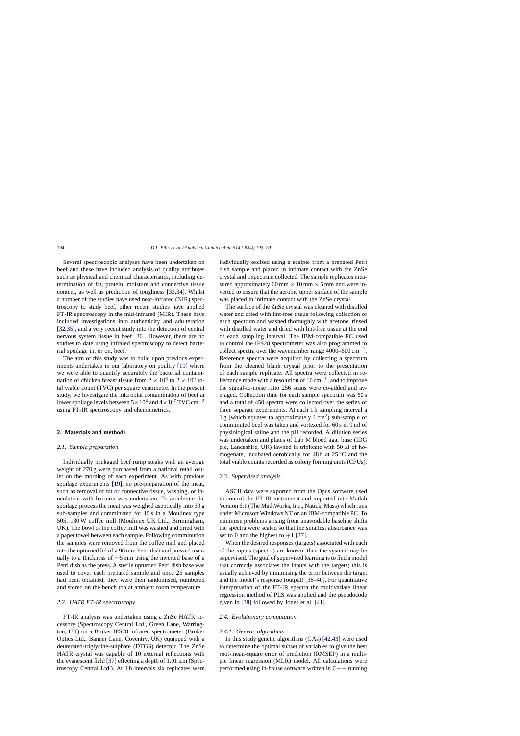Several spectroscopic analyses have been undertaken on beef and these have included analysis of quality attributes such as physical and chemical characteristics, including determination of fat, protein, moisture and connective tissue content, as well as prediction of toughness [33,34]. Whilst a number of the studies have used near-infrared (NIR) spectroscopy to study beef, other recent studies have applied FT-IR spectroscopy in the mid-infrared (MIR). These have included investigations into authenticity and adulteration [32,35], and a very recent study into the detection of central nervous system tissue in beef [36]. However, there are no studies to date using infrared spectroscopy to detect bacterial spoilage in, or on, beef.

The aim of this study was to build upon previous experiments undertaken in our laboratory on poultry [19] where we were able to quantify accurately the bacterial contamination of chicken breast tissue from $2 \times 10^6$ to $2 \times 10^9$ total viable count (TVC) per square centimetre. In the present study, we investigate the microbial contamination of beef at lower spoilage levels between $5 \times 10^4$ and $4 \times 10^7$ TVC $cm^{-2}$ using FT-IR spectroscopy and chemometrics.

## 2. Materials and methods

### 2.1. Sample preparation

Individually packaged beef rump steaks with an average weight of 270 g were purchased from a national retail outlet on the morning of each experiment. As with previous spoilage experiments [19], no pre-preparation of the meat, such as removal of fat or connective tissue, washing, or inoculation with bacteria was undertaken. To accelerate the spoilage process the meat was weighed aseptically into 30 g sub-samples and comminuted for 15 s in a Moulinex type 505, 180 W coffee mill (Moulinex UK Ltd., Birmingham, UK). The bowl of the coffee mill was washed and dried with a paper towel between each sample. Following comminution the samples were removed from the coffee mill and placed into the upturned lid of a 90 mm Petri dish and pressed manually to a thickness of ∼5 mm using the inverted base of a Petri dish as the press. A sterile upturned Petri dish base was used to cover each prepared sample and once 25 samples had been obtained, they were then randomised, numbered and stored on the bench top at ambient room temperature.

### 2.2. HATR FT-IR spectroscopy

FT-IR analysis was undertaken using a ZnSe HATR accessory (Spectroscopy Central Ltd., Green Lane, Warrington, UK) on a Bruker IFS28 infrared spectrometer (Bruker Optics Ltd., Banner Lane, Coventry, UK) equipped with a deuterated-triglycine-sulphate (DTGS) detector. The ZnSe HATR crystal was capable of 10 external reflections with the evanescent field [37] effecting a depth of 1.01 μm (Spectroscopy Central Ltd.). At 1 h intervals six replicates were individually excised using a scalpel from a prepared Petri dish sample and placed in intimate contact with the ZnSe crystal and a spectrum collected. The sample replicates measured approximately 60 mm × 10 mm × 5 mm and were inverted to ensure that the aerobic upper surface of the sample was placed in intimate contact with the ZnSe crystal.

The surface of the ZnSe crystal was cleaned with distilled water and dried with lint-free tissue following collection of each spectrum and washed thoroughly with acetone, rinsed with distilled water and dried with lint-free tissue at the end of each sampling interval. The IBM-compatible PC used to control the IFS28 spectrometer was also programmed to collect spectra over the wavenumber range 4000–600 $cm^{-1}$. Reference spectra were acquired by collecting a spectrum from the cleaned blank crystal prior to the presentation of each sample replicate. All spectra were collected in reflectance mode with a resolution of 16 $cm^{-1}$, and to improve the signal-to-noise ratio 256 scans were co-added and averaged. Collection time for each sample spectrum was 60 s and a total of 450 spectra were collected over the series of three separate experiments. At each 1 h sampling interval a 1 g (which equates to approximately 1 $cm^2$) sub-sample of comminuted beef was taken and vortexed for 60 s in 9 ml of physiological saline and the pH recorded. A dilution series was undertaken and plates of Lab M blood agar base (IDG plc, Lancashire, UK) lawned in triplicate with 50 μl of homogenate, incubated aerobically for 48 h at 25 °C and the total viable counts recorded as colony forming units (CFUs).

### 2.3. Supervised analysis

ASCII data were exported from the Opus software used to control the FT-IR instrument and imported into Matlab Version 6.1 (The MathWorks, Inc., Natick, Mass) which runs under Microsoft Windows NT on an IBM-compatible PC. To minimise problems arising from unavoidable baseline shifts the spectra were scaled so that the smallest absorbance was set to 0 and the highest to +1 [27].

When the desired responses (targets) associated with each of the inputs (spectra) are known, then the system may be supervised. The goal of supervised learning is to find a model that correctly associates the inputs with the targets; this is usually achieved by minimising the error between the target and the model's response (output) [38–40]. For quantitative interpretation of the FT-IR spectra the multivariate linear regression method of PLS was applied and the pseudocode given in [38] followed by Jones et al. [41].

### 2.4. Evolutionary computation

#### 2.4.1. Genetic algorithms

In this study genetic algorithms (GAs) [42,43] were used to determine the optimal subset of variables to give the best root-mean-square error of prediction (RMSEP) in a multiple linear regression (MLR) model. All calculations were performed using in-house software written in C++ running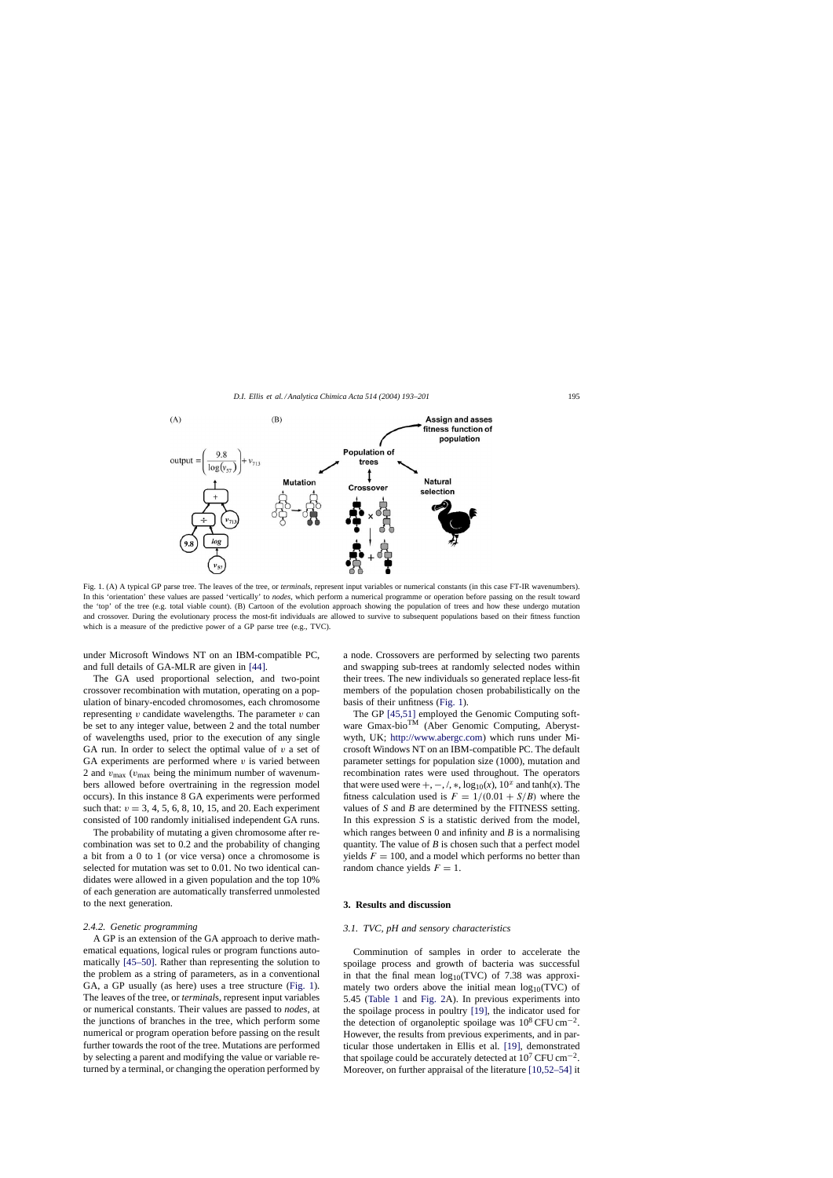Fig. 1. (A) A typical GP parse tree. The leaves of the tree, or *terminals*, represent input variables or numerical constants (in this case FT-IR wavenumbers). In this 'orientation' these values are passed 'vertically' to *nodes*, which perform a numerical programme or operation before passing on the result toward the 'top' of the tree (e.g. total viable count). (B) Cartoon of the evolution approach showing the population of trees and how these undergo mutation and crossover. During the evolutionary process the most-fit individuals are allowed to survive to subsequent populations based on their fitness function which is a measure of the predictive power of a GP parse tree (e.g., TVC).

under Microsoft Windows NT on an IBM-compatible PC, and full details of GA-MLR are given in [44].

The GA used proportional selection, and two-point crossover recombination with mutation, operating on a population of binary-encoded chromosomes, each chromosome representing $\upsilon$ candidate wavelengths. The parameter $\upsilon$ can be set to any integer value, between 2 and the total number of wavelengths used, prior to the execution of any single GA run. In order to select the optimal value of $\upsilon$ a set of GA experiments are performed where $\upsilon$ is varied between 2 and $\upsilon_{max}$ ($\upsilon_{max}$ being the minimum number of wavenumbers allowed before overtraining in the regression model occurs). In this instance 8 GA experiments were performed such that: $\upsilon = 3, 4, 5, 6, 8, 10, 15$, and 20. Each experiment consisted of 100 randomly initialised independent GA runs.

The probability of mutating a given chromosome after recombination was set to 0.2 and the probability of changing a bit from a 0 to 1 (or vice versa) once a chromosome is selected for mutation was set to 0.01. No two identical candidates were allowed in a given population and the top 10% of each generation are automatically transferred unmolested to the next generation.

### 2.4.2. Genetic programming

A GP is an extension of the GA approach to derive mathematical equations, logical rules or program functions automatically [45–50]. Rather than representing the solution to the problem as a string of parameters, as in a conventional GA, a GP usually (as here) uses a tree structure (Fig. 1). The leaves of the tree, or *terminals*, represent input variables or numerical constants. Their values are passed to *nodes*, at the junctions of branches in the tree, which perform some numerical or program operation before passing on the result further towards the root of the tree. Mutations are performed by selecting a parent and modifying the value or variable returned by a terminal, or changing the operation performed by a node. Crossovers are performed by selecting two parents and swapping sub-trees at randomly selected nodes within their trees. The new individuals so generated replace less-fit members of the population chosen probabilistically on the basis of their unfitness (Fig. 1).

The GP [45,51] employed the Genomic Computing software Gmax-bio™ (Aber Genomic Computing, Aberystwyth, UK; http://www.abergc.com) which runs under Microsoft Windows NT on an IBM-compatible PC. The default parameter settings for population size (1000), mutation and recombination rates were used throughout. The operators that were used were $+, -, /, *, \log_{10}(x), 10^z$ and $\tanh(x)$. The fitness calculation used is $F = 1/(0.01 + S/B)$ where the values of $S$ and $B$ are determined by the FITNESS setting. In this expression $S$ is a statistic derived from the model, which ranges between 0 and infinity and $B$ is a normalising quantity. The value of $B$ is chosen such that a perfect model yields $F = 100$, and a model which performs no better than random chance yields $F = 1$.

## 3. Results and discussion

### 3.1. TVC, pH and sensory characteristics

Comminution of samples in order to accelerate the spoilage process and growth of bacteria was successful in that the final mean $\log_{10}$(TVC) of 7.38 was approximately two orders above the initial mean $\log_{10}$(TVC) of 5.45 (Table 1 and Fig. 2A). In previous experiments into the spoilage process in poultry [19], the indicator used for the detection of organoleptic spoilage was $10^8$ CFU cm$^{-2}$. However, the results from previous experiments, and in particular those undertaken in Ellis et al. [19], demonstrated that spoilage could be accurately detected at $10^7$ CFU cm$^{-2}$. Moreover, on further appraisal of the literature [10,52–54] it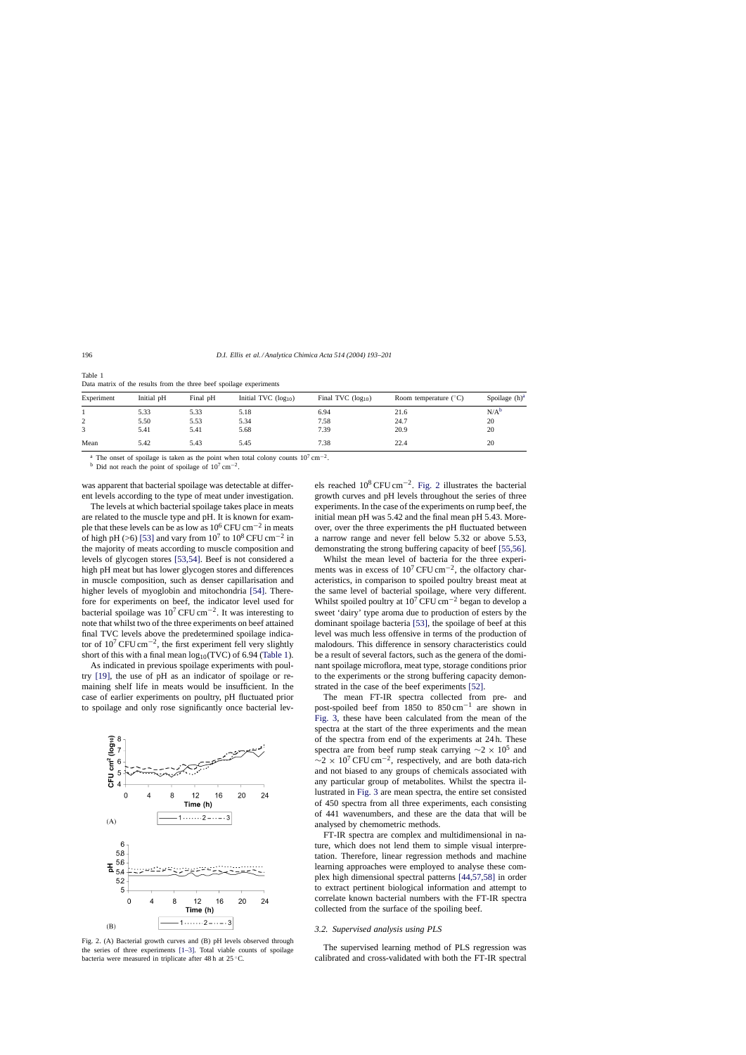Table 1
Data matrix of the results from the three beef spoilage experiments

| Experiment | Initial pH | Final pH | Initial TVC ($\log_{10}$) | Final TVC ($\log_{10}$) | Room temperature (°C) | Spoilage (h)[a] |
|---|---|---|---|---|---|---|
| 1 | 5.33 | 5.33 | 5.18 | 6.94 | 21.6 | N/A[b] |
| 2 | 5.50 | 5.53 | 5.34 | 7.58 | 24.7 | 20 |
| 3 | 5.41 | 5.41 | 5.68 | 7.39 | 20.9 | 20 |
| Mean | 5.42 | 5.43 | 5.45 | 7.38 | 22.4 | 20 |

[a] The onset of spoilage is taken as the point when total colony counts $10^7$ cm$^{-2}$.

[b] Did not reach the point of spoilage of $10^7$ cm$^{-2}$.

was apparent that bacterial spoilage was detectable at different levels according to the type of meat under investigation.

The levels at which bacterial spoilage takes place in meats are related to the muscle type and pH. It is known for example that these levels can be as low as $10^6$ CFU cm$^{-2}$ in meats of high pH (>6) [53] and vary from $10^7$ to $10^8$ CFU cm$^{-2}$ in the majority of meats according to muscle composition and levels of glycogen stores [53,54]. Beef is not considered a high pH meat but has lower glycogen stores and differences in muscle composition, such as denser capillarisation and higher levels of myoglobin and mitochondria [54]. Therefore for experiments on beef, the indicator level used for bacterial spoilage was $10^7$ CFU cm$^{-2}$. It was interesting to note that whilst two of the three experiments on beef attained final TVC levels above the predetermined spoilage indicator of $10^7$ CFU cm$^{-2}$, the first experiment fell very slightly short of this with a final mean $\log_{10}$(TVC) of 6.94 (Table 1).

As indicated in previous spoilage experiments with poultry [19], the use of pH as an indicator of spoilage or remaining shelf life in meats would be insufficient. In the case of earlier experiments on poultry, pH fluctuated prior to spoilage and only rose significantly once bacterial levels reached $10^8$ CFU cm$^{-2}$. Fig. 2 illustrates the bacterial growth curves and pH levels throughout the series of three experiments. In the case of the experiments on rump beef, the initial mean pH was 5.42 and the final mean pH 5.43. Moreover, over the three experiments the pH fluctuated between a narrow range and never fell below 5.32 or above 5.53, demonstrating the strong buffering capacity of beef [55,56].

Whilst the mean level of bacteria for the three experiments was in excess of $10^7$ CFU cm$^{-2}$, the olfactory characteristics, in comparison to spoiled poultry breast meat at the same level of bacterial spoilage, where very different. Whilst spoiled poultry at $10^7$ CFU cm$^{-2}$ began to develop a sweet 'dairy' type aroma due to production of esters by the dominant spoilage bacteria [53], the spoilage of beef at this level was much less offensive in terms of the production of malodours. This difference in sensory characteristics could be a result of several factors, such as the genera of the dominant spoilage microflora, meat type, storage conditions prior to the experiments or the strong buffering capacity demonstrated in the case of the beef experiments [52].

The mean FT-IR spectra collected from pre- and post-spoiled beef from 1850 to 850 cm$^{-1}$ are shown in Fig. 3, these have been calculated from the mean of the spectra at the start of the three experiments and the mean of the spectra from end of the experiments at 24 h. These spectra are from beef rump steak carrying $\sim 2 \times 10^5$ and $\sim 2 \times 10^7$ CFU cm$^{-2}$, respectively, and are both data-rich and not biased to any groups of chemicals associated with any particular group of metabolites. Whilst the spectra illustrated in Fig. 3 are mean spectra, the entire set consisted of 450 spectra from all three experiments, each consisting of 441 wavenumbers, and these are the data that will be analysed by chemometric methods.

FT-IR spectra are complex and multidimensional in nature, which does not lend them to simple visual interpretation. Therefore, linear regression methods and machine learning approaches were employed to analyse these complex high dimensional spectral patterns [44,57,58] in order to extract pertinent biological information and attempt to correlate known bacterial numbers with the FT-IR spectra collected from the surface of the spoiling beef.

Fig. 2. (A) Bacterial growth curves and (B) pH levels observed through the series of three experiments [1–3]. Total viable counts of spoilage bacteria were measured in triplicate after 48 h at 25 °C.

### 3.2. Supervised analysis using PLS

The supervised learning method of PLS regression was calibrated and cross-validated with both the FT-IR spectral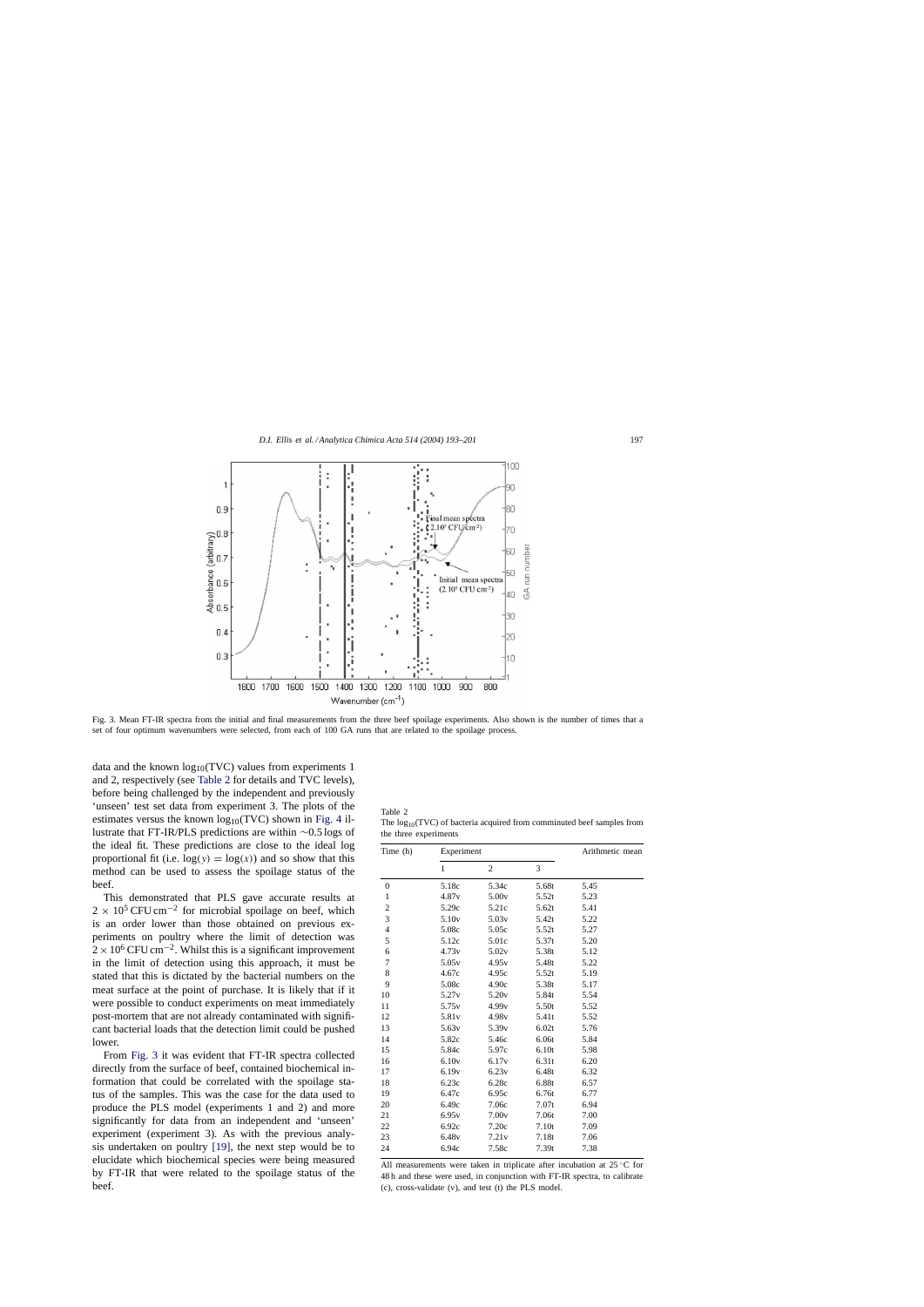Fig. 3. Mean FT-IR spectra from the initial and final measurements from the three beef spoilage experiments. Also shown is the number of times that a set of four optimum wavenumbers were selected, from each of 100 GA runs that are related to the spoilage process.

data and the known $\log_{10}$(TVC) values from experiments 1 and 2, respectively (see Table 2 for details and TVC levels), before being challenged by the independent and previously 'unseen' test set data from experiment 3. The plots of the estimates versus the known $\log_{10}$(TVC) shown in Fig. 4 illustrate that FT-IR/PLS predictions are within ~0.5 logs of the ideal fit. These predictions are close to the ideal log proportional fit (i.e. $\log(y) = \log(x)$) and so show that this method can be used to assess the spoilage status of the beef.

This demonstrated that PLS gave accurate results at $2 \times 10^5$ CFU cm$^{-2}$ for microbial spoilage on beef, which is an order lower than those obtained on previous experiments on poultry where the limit of detection was $2 \times 10^6$ CFU cm$^{-2}$. Whilst this is a significant improvement in the limit of detection using this approach, it must be stated that this is dictated by the bacterial numbers on the meat surface at the point of purchase. It is likely that if it were possible to conduct experiments on meat immediately post-mortem that are not already contaminated with significant bacterial loads that the detection limit could be pushed lower.

From Fig. 3 it was evident that FT-IR spectra collected directly from the surface of beef, contained biochemical information that could be correlated with the spoilage status of the samples. This was the case for the data used to produce the PLS model (experiments 1 and 2) and more significantly for data from an independent and 'unseen' experiment (experiment 3). As with the previous analysis undertaken on poultry [19], the next step would be to elucidate which biochemical species were being measured by FT-IR that were related to the spoilage status of the beef.

Table 2
The $\log_{10}$(TVC) of bacteria acquired from comminuted beef samples from the three experiments

| Time (h) | Experiment | | | Arithmetic mean |
|---|---|---|---|---|
| | 1 | 2 | 3 | |
| 0 | 5.18c | 5.34c | 5.68t | 5.45 |
| 1 | 4.87v | 5.00v | 5.52t | 5.23 |
| 2 | 5.29c | 5.21c | 5.62t | 5.41 |
| 3 | 5.10v | 5.03v | 5.42t | 5.22 |
| 4 | 5.08c | 5.05c | 5.52t | 5.27 |
| 5 | 5.12c | 5.01c | 5.37t | 5.20 |
| 6 | 4.73v | 5.02v | 5.38t | 5.12 |
| 7 | 5.05v | 4.95v | 5.48t | 5.22 |
| 8 | 4.67c | 4.95c | 5.52t | 5.19 |
| 9 | 5.08c | 4.90c | 5.38t | 5.17 |
| 10 | 5.27v | 5.20v | 5.84t | 5.54 |
| 11 | 5.75v | 4.99v | 5.50t | 5.52 |
| 12 | 5.81v | 4.98v | 5.41t | 5.52 |
| 13 | 5.63v | 5.39v | 6.02t | 5.76 |
| 14 | 5.82c | 5.46c | 6.06t | 5.84 |
| 15 | 5.84c | 5.97c | 6.10t | 5.98 |
| 16 | 6.10v | 6.17v | 6.31t | 6.20 |
| 17 | 6.19v | 6.23v | 6.48t | 6.32 |
| 18 | 6.23c | 6.28c | 6.88t | 6.57 |
| 19 | 6.47c | 6.95c | 6.76t | 6.77 |
| 20 | 6.49c | 7.06c | 7.07t | 6.94 |
| 21 | 6.95v | 7.00v | 7.06t | 7.00 |
| 22 | 6.92c | 7.20c | 7.10t | 7.09 |
| 23 | 6.48v | 7.21v | 7.18t | 7.06 |
| 24 | 6.94c | 7.58c | 7.39t | 7.38 |

All measurements were taken in triplicate after incubation at 25 °C for 48 h and these were used, in conjunction with FT-IR spectra, to calibrate (c), cross-validate (v), and test (t) the PLS model.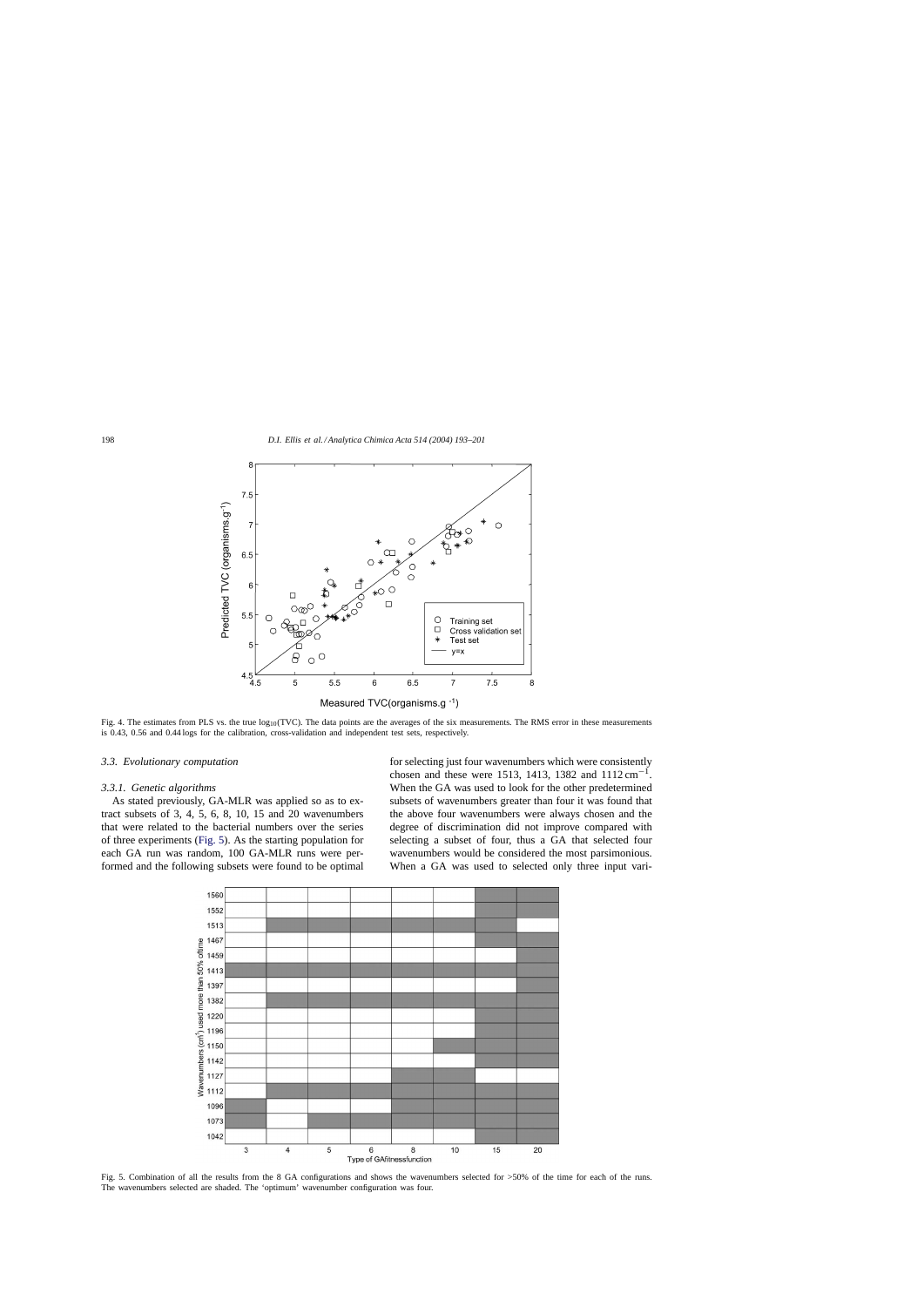Fig. 4. The estimates from PLS vs. the true $\log_{10}$(TVC). The data points are the averages of the six measurements. The RMS error in these measurements is 0.43, 0.56 and 0.44 logs for the calibration, cross-validation and independent test sets, respectively.

### 3.3. Evolutionary computation

#### 3.3.1. Genetic algorithms

As stated previously, GA-MLR was applied so as to extract subsets of 3, 4, 5, 6, 8, 10, 15 and 20 wavenumbers that were related to the bacterial numbers over the series of three experiments (Fig. 5). As the starting population for each GA run was random, 100 GA-MLR runs were performed and the following subsets were found to be optimal for selecting just four wavenumbers which were consistently chosen and these were 1513, 1413, 1382 and 1112 $\text{cm}^{-1}$. When the GA was used to look for the other predetermined subsets of wavenumbers greater than four it was found that the above four wavenumbers were always chosen and the degree of discrimination did not improve compared with selecting a subset of four, thus a GA that selected four wavenumbers would be considered the most parsimonious. When a GA was used to selected only three input vari-

Fig. 5. Combination of all the results from the 8 GA configurations and shows the wavenumbers selected for >50% of the time for each of the runs. The wavenumbers selected are shaded. The 'optimum' wavenumber configuration was four.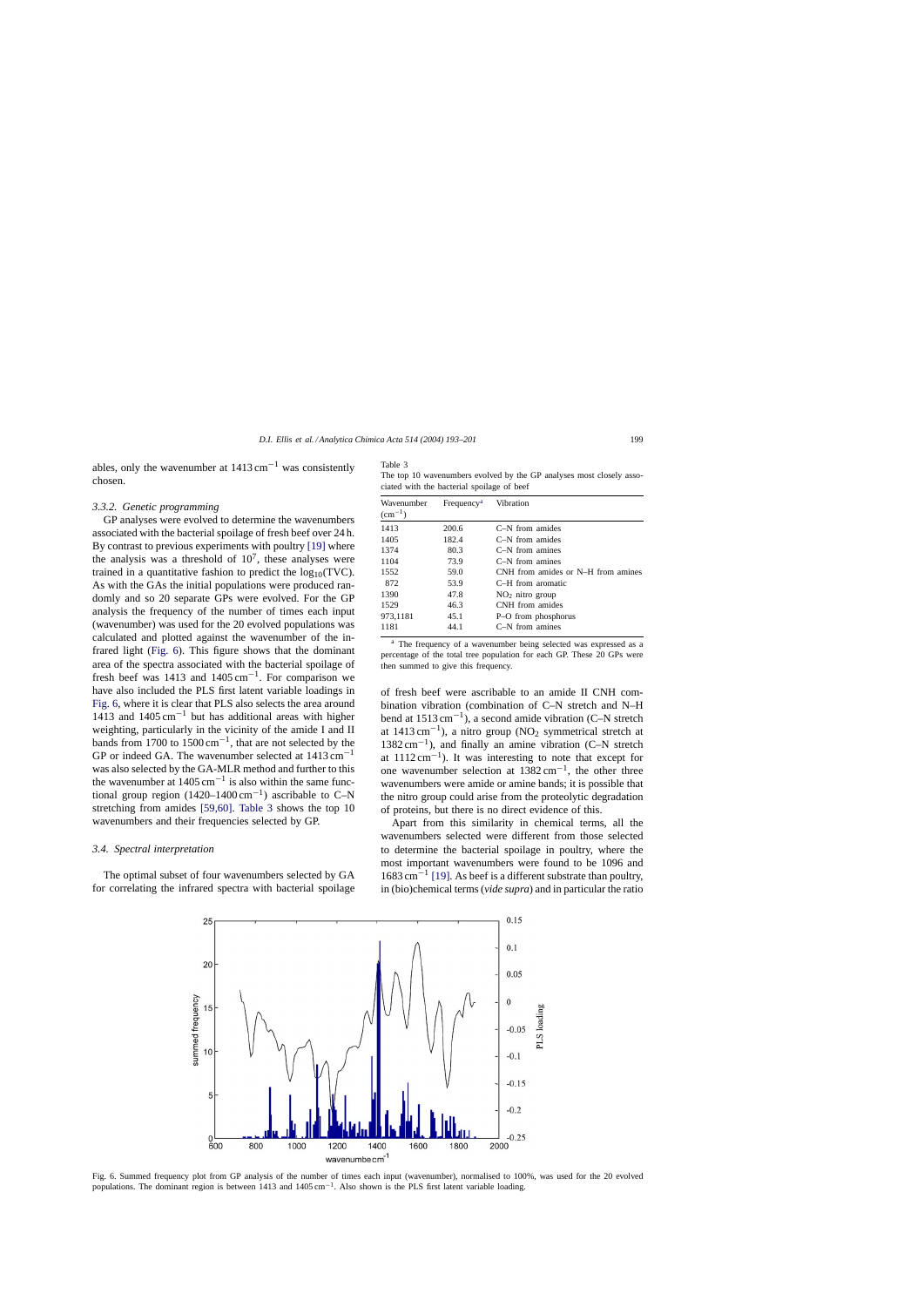ables, only the wavenumber at 1413 cm$^{-1}$ was consistently chosen.

### 3.3.2. Genetic programming

GP analyses were evolved to determine the wavenumbers associated with the bacterial spoilage of fresh beef over 24 h. By contrast to previous experiments with poultry [19] where the analysis was a threshold of $10^7$, these analyses were trained in a quantitative fashion to predict the $\log_{10}$(TVC). As with the GAs the initial populations were produced randomly and so 20 separate GPs were evolved. For the GP analysis the frequency of the number of times each input (wavenumber) was used for the 20 evolved populations was calculated and plotted against the wavenumber of the infrared light (Fig. 6). This figure shows that the dominant area of the spectra associated with the bacterial spoilage of fresh beef was 1413 and 1405 cm$^{-1}$. For comparison we have also included the PLS first latent variable loadings in Fig. 6, where it is clear that PLS also selects the area around 1413 and 1405 cm$^{-1}$ but has additional areas with higher weighting, particularly in the vicinity of the amide I and II bands from 1700 to 1500 cm$^{-1}$, that are not selected by the GP or indeed GA. The wavenumber selected at 1413 cm$^{-1}$ was also selected by the GA-MLR method and further to this the wavenumber at 1405 cm$^{-1}$ is also within the same functional group region (1420–1400 cm$^{-1}$) ascribable to C–N stretching from amides [59,60]. Table 3 shows the top 10 wavenumbers and their frequencies selected by GP.

Table 3
The top 10 wavenumbers evolved by the GP analyses most closely associated with the bacterial spoilage of beef

| Wavenumber (cm$^{-1}$) | Frequency[a] | Vibration |
|---|---|---|
| 1413 | 200.6 | C–N from amides |
| 1405 | 182.4 | C–N from amides |
| 1374 | 80.3 | C–N from amines |
| 1104 | 73.9 | C–N from amines |
| 1552 | 59.0 | CNH from amides or N–H from amines |
| 872 | 53.9 | C–H from aromatic |
| 1390 | 47.8 | $NO_2$ nitro group |
| 1529 | 46.3 | CNH from amides |
| 973,1181 | 45.1 | P–O from phosphorus |
| 1181 | 44.1 | C–N from amines |

[a] The frequency of a wavenumber being selected was expressed as a percentage of the total tree population for each GP. These 20 GPs were then summed to give this frequency.

### 3.4. Spectral interpretation

The optimal subset of four wavenumbers selected by GA for correlating the infrared spectra with bacterial spoilage of fresh beef were ascribable to an amide II CNH combination vibration (combination of C–N stretch and N–H bend at 1513 cm$^{-1}$), a second amide vibration (C–N stretch at 1413 cm$^{-1}$), a nitro group ($NO_2$ symmetrical stretch at 1382 cm$^{-1}$), and finally an amine vibration (C–N stretch at 1112 cm$^{-1}$). It was interesting to note that except for one wavenumber selection at 1382 cm$^{-1}$, the other three wavenumbers were amide or amine bands; it is possible that the nitro group could arise from the proteolytic degradation of proteins, but there is no direct evidence of this.

Apart from this similarity in chemical terms, all the wavenumbers selected were different from those selected to determine the bacterial spoilage in poultry, where the most important wavenumbers were found to be 1096 and 1683 cm$^{-1}$ [19]. As beef is a different substrate than poultry, in (bio)chemical terms (*vide supra*) and in particular the ratio

Fig. 6. Summed frequency plot from GP analysis of the number of times each input (wavenumber), normalised to 100%, was used for the 20 evolved populations. The dominant region is between 1413 and 1405 cm$^{-1}$. Also shown is the PLS first latent variable loading.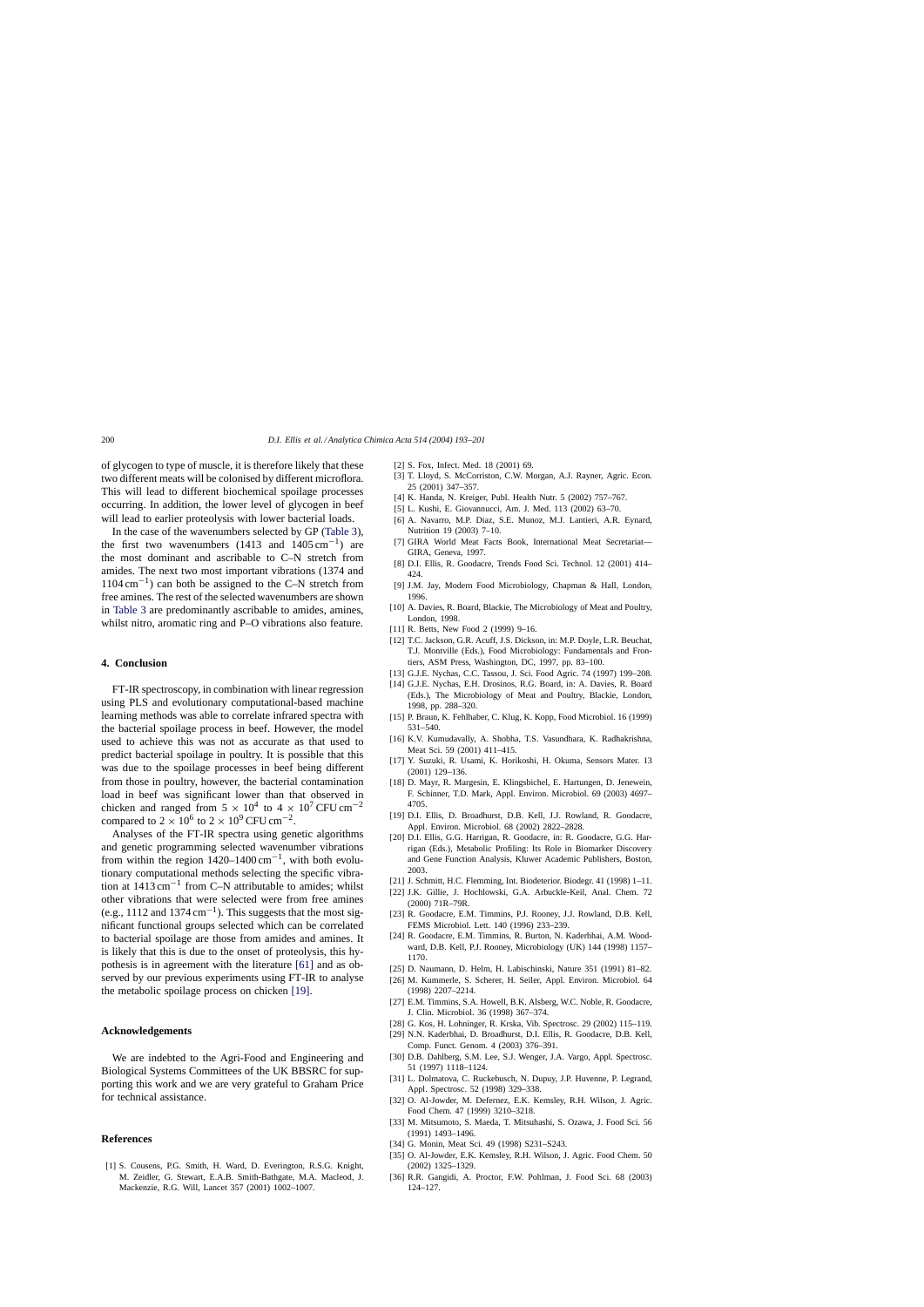of glycogen to type of muscle, it is therefore likely that these two different meats will be colonised by different microflora. This will lead to different biochemical spoilage processes occurring. In addition, the lower level of glycogen in beef will lead to earlier proteolysis with lower bacterial loads.

In the case of the wavenumbers selected by GP (Table 3), the first two wavenumbers (1413 and $1405\,cm^{-1}$) are the most dominant and ascribable to C–N stretch from amides. The next two most important vibrations (1374 and $1104\,cm^{-1}$) can both be assigned to the C–N stretch from free amines. The rest of the selected wavenumbers are shown in Table 3 are predominantly ascribable to amides, amines, whilst nitro, aromatic ring and P–O vibrations also feature.

## 4. Conclusion

FT-IR spectroscopy, in combination with linear regression using PLS and evolutionary computational-based machine learning methods was able to correlate infrared spectra with the bacterial spoilage process in beef. However, the model used to achieve this was not as accurate as that used to predict bacterial spoilage in poultry. It is possible that this was due to the spoilage processes in beef being different from those in poultry, however, the bacterial contamination load in beef was significant lower than that observed in chicken and ranged from $5 \times 10^4$ to $4 \times 10^7\,CFU\,cm^{-2}$ compared to $2 \times 10^6$ to $2 \times 10^9\,CFU\,cm^{-2}$.

Analyses of the FT-IR spectra using genetic algorithms and genetic programming selected wavenumber vibrations from within the region $1420–1400\,cm^{-1}$, with both evolutionary computational methods selecting the specific vibration at $1413\,cm^{-1}$ from C–N attributable to amides; whilst other vibrations that were selected were from free amines (e.g., 1112 and $1374\,cm^{-1}$). This suggests that the most significant functional groups selected which can be correlated to bacterial spoilage are those from amides and amines. It is likely that this is due to the onset of proteolysis, this hypothesis is in agreement with the literature [61] and as observed by our previous experiments using FT-IR to analyse the metabolic spoilage process on chicken [19].

## Acknowledgements

We are indebted to the Agri-Food and Engineering and Biological Systems Committees of the UK BBSRC for supporting this work and we are very grateful to Graham Price for technical assistance.

## References

[1] S. Cousens, P.G. Smith, H. Ward, D. Everington, R.S.G. Knight, M. Zeidler, G. Stewart, E.A.B. Smith-Bathgate, M.A. Macleod, J. Mackenzie, R.G. Will, Lancet 357 (2001) 1002–1007.

[2] S. Fox, Infect. Med. 18 (2001) 69.

[3] T. Lloyd, S. McCorriston, C.W. Morgan, A.J. Rayner, Agric. Econ. 25 (2001) 347–357.

[4] K. Handa, N. Kreiger, Publ. Health Nutr. 5 (2002) 757–767.

[5] L. Kushi, E. Giovannucci, Am. J. Med. 113 (2002) 63–70.

[6] A. Navarro, M.P. Diaz, S.E. Munoz, M.J. Lantieri, A.R. Eynard, Nutrition 19 (2003) 7–10.

[7] GIRA World Meat Facts Book, International Meat Secretariat—GIRA, Geneva, 1997.

[8] D.I. Ellis, R. Goodacre, Trends Food Sci. Technol. 12 (2001) 414–424.

[9] J.M. Jay, Modern Food Microbiology, Chapman & Hall, London, 1996.

[10] A. Davies, R. Board, Blackie, The Microbiology of Meat and Poultry, London, 1998.

[11] R. Betts, New Food 2 (1999) 9–16.

[12] T.C. Jackson, G.R. Acuff, J.S. Dickson, in: M.P. Doyle, L.R. Beuchat, T.J. Montville (Eds.), Food Microbiology: Fundamentals and Frontiers, ASM Press, Washington, DC, 1997, pp. 83–100.

[13] G.J.E. Nychas, C.C. Tassou, J. Sci. Food Agric. 74 (1997) 199–208.

[14] G.J.E. Nychas, E.H. Drosinos, R.G. Board, in: A. Davies, R. Board (Eds.), The Microbiology of Meat and Poultry, Blackie, London, 1998, pp. 288–320.

[15] P. Braun, K. Fehlhaber, C. Klug, K. Kopp, Food Microbiol. 16 (1999) 531–540.

[16] K.V. Kumudavally, A. Shobha, T.S. Vasundhara, K. Radhakrishna, Meat Sci. 59 (2001) 411–415.

[17] Y. Suzuki, R. Usami, K. Horikoshi, H. Okuma, Sensors Mater. 13 (2001) 129–136.

[18] D. Mayr, R. Margesin, E. Klingsbichel, E. Hartungen, D. Jenewein, F. Schinner, T.D. Mark, Appl. Environ. Microbiol. 69 (2003) 4697–4705.

[19] D.I. Ellis, D. Broadhurst, D.B. Kell, J.J. Rowland, R. Goodacre, Appl. Environ. Microbiol. 68 (2002) 2822–2828.

[20] D.I. Ellis, G.G. Harrigan, R. Goodacre, in: R. Goodacre, G.G. Harrigan (Eds.), Metabolic Profiling: Its Role in Biomarker Discovery and Gene Function Analysis, Kluwer Academic Publishers, Boston, 2003.

[21] J. Schmitt, H.C. Flemming, Int. Biodeterior. Biodegr. 41 (1998) 1–11.

[22] J.K. Gillie, J. Hochlowski, G.A. Arbuckle-Keil, Anal. Chem. 72 (2000) 71R–79R.

[23] R. Goodacre, E.M. Timmins, P.J. Rooney, J.J. Rowland, D.B. Kell, FEMS Microbiol. Lett. 140 (1996) 233–239.

[24] R. Goodacre, E.M. Timmins, R. Burton, N. Kaderbhai, A.M. Woodward, D.B. Kell, P.J. Rooney, Microbiology (UK) 144 (1998) 1157–1170.

[25] D. Naumann, D. Helm, H. Labischinski, Nature 351 (1991) 81–82.

[26] M. Kummerle, S. Scherer, H. Seiler, Appl. Environ. Microbiol. 64 (1998) 2207–2214.

[27] E.M. Timmins, S.A. Howell, B.K. Alsberg, W.C. Noble, R. Goodacre, J. Clin. Microbiol. 36 (1998) 367–374.

[28] G. Kos, H. Lohninger, R. Krska, Vib. Spectrosc. 29 (2002) 115–119.

[29] N.N. Kaderbhai, D. Broadhurst, D.I. Ellis, R. Goodacre, D.B. Kell, Comp. Funct. Genom. 4 (2003) 376–391.

[30] D.B. Dahlberg, S.M. Lee, S.J. Wenger, J.A. Vargo, Appl. Spectrosc. 51 (1997) 1118–1124.

[31] L. Dolmatova, C. Ruckebusch, N. Dupuy, J.P. Huvenne, P. Legrand, Appl. Spectrosc. 52 (1998) 329–338.

[32] O. Al-Jowder, M. Defernez, E.K. Kemsley, R.H. Wilson, J. Agric. Food Chem. 47 (1999) 3210–3218.

[33] M. Mitsumoto, S. Maeda, T. Mitsuhashi, S. Ozawa, J. Food Sci. 56 (1991) 1493–1496.

[34] G. Monin, Meat Sci. 49 (1998) S231–S243.

[35] O. Al-Jowder, E.K. Kemsley, R.H. Wilson, J. Agric. Food Chem. 50 (2002) 1325–1329.

[36] R.R. Gangidi, A. Proctor, F.W. Pohlman, J. Food Sci. 68 (2003) 124–127.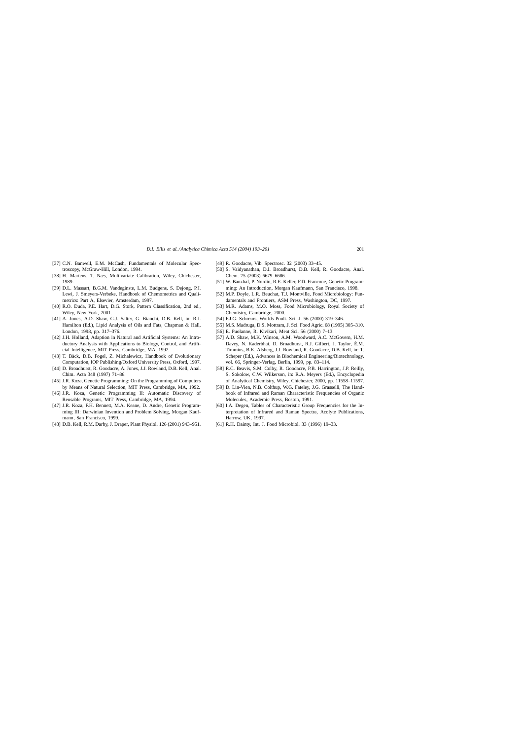[37] C.N. Banwell, E.M. McCash, Fundamentals of Molecular Spectroscopy, McGraw-Hill, London, 1994.

[38] H. Martens, T. Næs, Multivariate Calibration, Wiley, Chichester, 1989.

[39] D.L. Massart, B.G.M. Vandeginste, L.M. Budgens, S. Dejong, P.J. Lewi, J. Smeyers-Verbeke, Handbook of Chemometrics and Qualimetrics: Part A, Elsevier, Amsterdam, 1997.

[40] R.O. Duda, P.E. Hart, D.G. Stork, Pattern Classification, 2nd ed., Wiley, New York, 2001.

[41] A. Jones, A.D. Shaw, G.J. Salter, G. Bianchi, D.B. Kell, in: R.J. Hamilton (Ed.), Lipid Analysis of Oils and Fats, Chapman & Hall, London, 1998, pp. 317–376.

[42] J.H. Holland, Adaption in Natural and Artificial Systems: An Introductory Analysis with Applications to Biology, Control, and Artificial Intelligence, MIT Press, Cambridge, MA, 1992.

[43] T. Bäck, D.B. Fogel, Z. Michalewicz, Handbook of Evolutionary Computation, IOP Publishing/Oxford University Press, Oxford, 1997.

[44] D. Broadhurst, R. Goodacre, A. Jones, J.J. Rowland, D.B. Kell, Anal. Chim. Acta 348 (1997) 71–86.

[45] J.R. Koza, Genetic Programming: On the Programming of Computers by Means of Natural Selection, MIT Press, Cambridge, MA, 1992.

[46] J.R. Koza, Genetic Programming II: Automatic Discovery of Reusable Programs, MIT Press, Cambridge, MA, 1994.

[47] J.R. Koza, F.H. Bennett, M.A. Keane, D. Andre, Genetic Programming III: Darwinian Invention and Problem Solving, Morgan Kaufmann, San Francisco, 1999.

[48] D.B. Kell, R.M. Darby, J. Draper, Plant Physiol. 126 (2001) 943–951.

[49] R. Goodacre, Vib. Spectrosc. 32 (2003) 33–45.

[50] S. Vaidyanathan, D.I. Broadhurst, D.B. Kell, R. Goodacre, Anal. Chem. 75 (2003) 6679–6686.

[51] W. Banzhaf, P. Nordin, R.E. Keller, F.D. Francone, Genetic Programming: An Introduction, Morgan Kaufmann, San Francisco, 1998.

[52] M.P. Doyle, L.R. Beuchat, T.J. Montville, Food Microbiology: Fundamentals and Frontiers, ASM Press, Washington, DC, 1997.

[53] M.R. Adams, M.O. Moss, Food Microbiology, Royal Society of Chemistry, Cambridge, 2000.

[54] F.J.G. Schreurs, Worlds Poult. Sci. J. 56 (2000) 319–346.

[55] M.S. Madruga, D.S. Mottram, J. Sci. Food Agric. 68 (1995) 305–310.

[56] E. Puolanne, R. Kivikari, Meat Sci. 56 (2000) 7–13.

[57] A.D. Shaw, M.K. Winson, A.M. Woodward, A.C. McGovern, H.M. Davey, N. Kaderbhai, D. Broadhurst, R.J. Gilbert, J. Taylor, É.M. Timmins, B.K. Alsberg, J.J. Rowland, R. Goodacre, D.B. Kell, in: T. Scheper (Ed.), Advances in Biochemical Engineering/Biotechnology, vol. 66, Springer-Verlag, Berlin, 1999, pp. 83–114.

[58] R.C. Beavis, S.M. Colby, R. Goodacre, P.B. Harrington, J.P. Reilly, S. Sokolow, C.W. Wilkerson, in: R.A. Meyers (Ed.), Encyclopedia of Analytical Chemistry, Wiley, Chichester, 2000, pp. 11558–11597.

[59] D. Lin-Vien, N.B. Colthup, W.G. Fateley, J.G. Grasselli, The Handbook of Infrared and Raman Characteristic Frequencies of Organic Molecules, Academic Press, Boston, 1991.

[60] I.A. Degen, Tables of Characteristic Group Frequencies for the Interpretation of Infrared and Raman Spectra, Acolyte Publications, Harrow, UK, 1997.

[61] R.H. Dainty, Int. J. Food Microbiol. 33 (1996) 19–33.